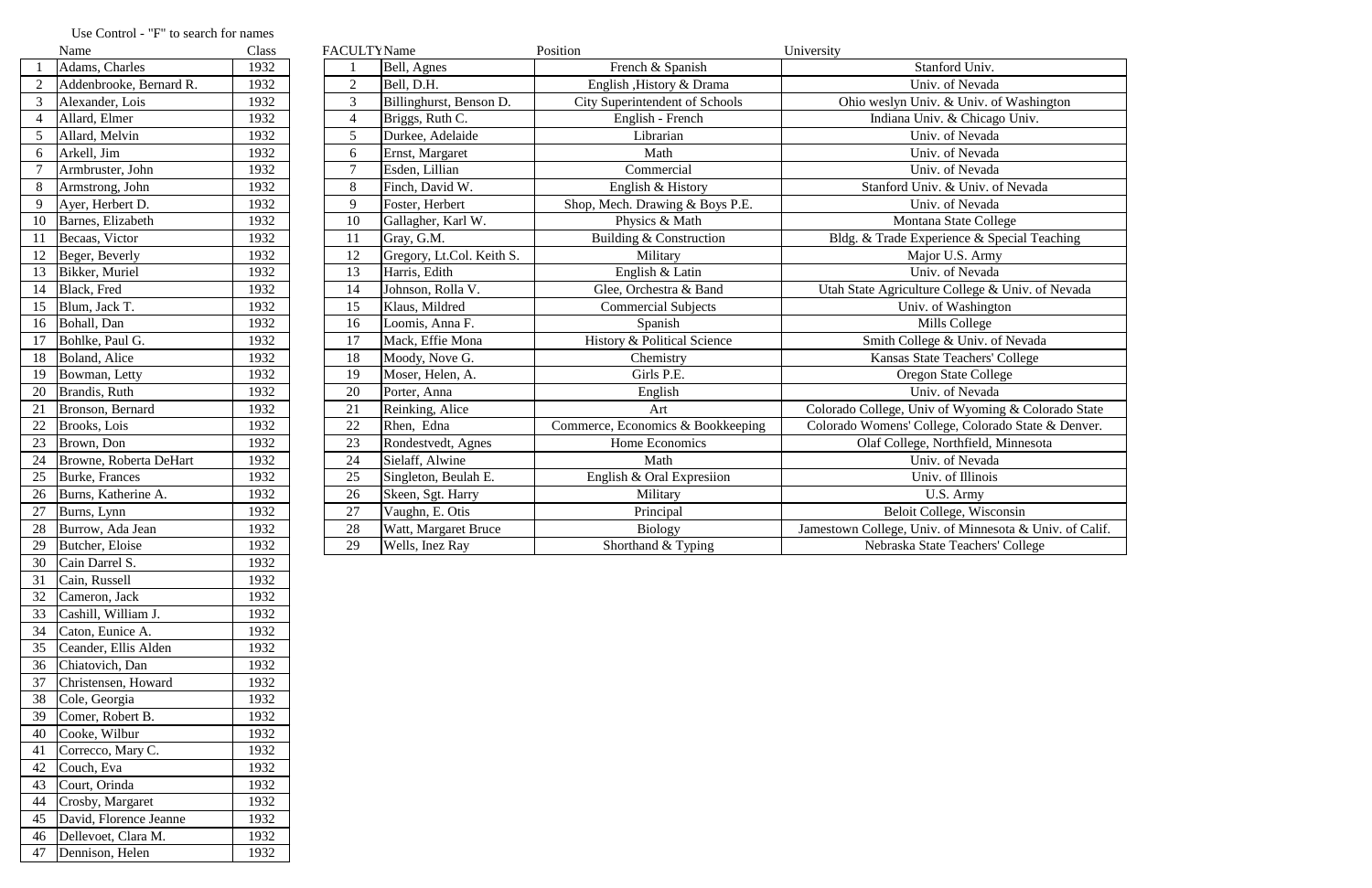Use Control - "F" to search for names

|  | Name | Class |
|---|---|---|
| 1 | Adams, Charles | 1932 |
| 2 | Addenbrooke, Bernard R. | 1932 |
| 3 | Alexander, Lois | 1932 |
| 4 | Allard, Elmer | 1932 |
| 5 | Allard, Melvin | 1932 |
| 6 | Arkell, Jim | 1932 |
| 7 | Armbruster, John | 1932 |
| 8 | Armstrong, John | 1932 |
| 9 | Ayer, Herbert D. | 1932 |
| 10 | Barnes, Elizabeth | 1932 |
| 11 | Becaas, Victor | 1932 |
| 12 | Beger, Beverly | 1932 |
| 13 | Bikker, Muriel | 1932 |
| 14 | Black, Fred | 1932 |
| 15 | Blum, Jack T. | 1932 |
| 16 | Bohall, Dan | 1932 |
| 17 | Bohlke, Paul G. | 1932 |
| 18 | Boland, Alice | 1932 |
| 19 | Bowman, Letty | 1932 |
| 20 | Brandis, Ruth | 1932 |
| 21 | Bronson, Bernard | 1932 |
| 22 | Brooks, Lois | 1932 |
| 23 | Brown, Don | 1932 |
| 24 | Browne, Roberta DeHart | 1932 |
| 25 | Burke, Frances | 1932 |
| 26 | Burns, Katherine A. | 1932 |
| 27 | Burns, Lynn | 1932 |
| 28 | Burrow, Ada Jean | 1932 |
| 29 | Butcher, Eloise | 1932 |
| 30 | Cain Darrel S. | 1932 |
| 31 | Cain, Russell | 1932 |
| 32 | Cameron, Jack | 1932 |
| 33 | Cashill, William J. | 1932 |
| 34 | Caton, Eunice A. | 1932 |
| 35 | Ceander, Ellis Alden | 1932 |
| 36 | Chiatovich, Dan | 1932 |
| 37 | Christensen, Howard | 1932 |
| 38 | Cole, Georgia | 1932 |
| 39 | Comer, Robert B. | 1932 |
| 40 | Cooke, Wilbur | 1932 |
| 41 | Correcco, Mary C. | 1932 |
| 42 | Couch, Eva | 1932 |
| 43 | Court, Orinda | 1932 |
| 44 | Crosby, Margaret | 1932 |
| 45 | David, Florence Jeanne | 1932 |
| 46 | Dellevoet, Clara M. | 1932 |
| 47 | Dennison, Helen | 1932 |

| FACULTY | Name | Position | University |
|---|---|---|---|
| 1 | Bell, Agnes | French & Spanish | Stanford Univ. |
| 2 | Bell, D.H. | English ,History & Drama | Univ. of Nevada |
| 3 | Billinghurst, Benson D. | City Superintendent of Schools | Ohio weslyn Univ. & Univ. of Washington |
| 4 | Briggs, Ruth C. | English - French | Indiana Univ. & Chicago Univ. |
| 5 | Durkee, Adelaide | Librarian | Univ. of Nevada |
| 6 | Ernst, Margaret | Math | Univ. of Nevada |
| 7 | Esden, Lillian | Commercial | Univ. of Nevada |
| 8 | Finch, David W. | English & History | Stanford Univ. & Univ. of Nevada |
| 9 | Foster, Herbert | Shop, Mech. Drawing & Boys P.E. | Univ. of Nevada |
| 10 | Gallagher, Karl W. | Physics & Math | Montana State College |
| 11 | Gray, G.M. | Building & Construction | Bldg. & Trade Experience & Special Teaching |
| 12 | Gregory, Lt.Col. Keith S. | Military | Major U.S. Army |
| 13 | Harris, Edith | English & Latin | Univ. of Nevada |
| 14 | Johnson, Rolla V. | Glee, Orchestra & Band | Utah State Agriculture College & Univ. of Nevada |
| 15 | Klaus, Mildred | Commercial Subjects | Univ. of Washington |
| 16 | Loomis, Anna F. | Spanish | Mills College |
| 17 | Mack, Effie Mona | History & Political Science | Smith College & Univ. of Nevada |
| 18 | Moody, Nove G. | Chemistry | Kansas State Teachers' College |
| 19 | Moser, Helen, A. | Girls P.E. | Oregon State College |
| 20 | Porter, Anna | English | Univ. of Nevada |
| 21 | Reinking, Alice | Art | Colorado College, Univ of Wyoming & Colorado State |
| 22 | Rhen, Edna | Commerce, Economics & Bookkeeping | Colorado Womens' College, Colorado State & Denver. |
| 23 | Rondestvedt, Agnes | Home Economics | Olaf College, Northfield, Minnesota |
| 24 | Sielaff, Alwine | Math | Univ. of Nevada |
| 25 | Singleton, Beulah E. | English & Oral Expresiion | Univ. of Illinois |
| 26 | Skeen, Sgt. Harry | Military | U.S. Army |
| 27 | Vaughn, E. Otis | Principal | Beloit College, Wisconsin |
| 28 | Watt, Margaret Bruce | Biology | Jamestown College, Univ. of Minnesota & Univ. of Calif. |
| 29 | Wells, Inez Ray | Shorthand & Typing | Nebraska State Teachers' College |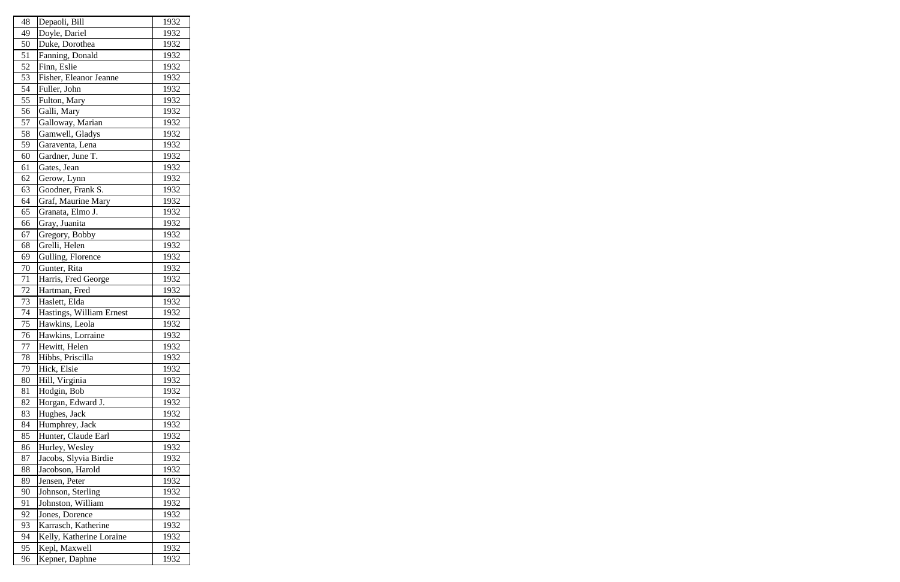| | | |
|---|---|---|
| 48 | Depaoli, Bill | 1932 |
| 49 | Doyle, Dariel | 1932 |
| 50 | Duke, Dorothea | 1932 |
| 51 | Fanning, Donald | 1932 |
| 52 | Finn, Eslie | 1932 |
| 53 | Fisher, Eleanor Jeanne | 1932 |
| 54 | Fuller, John | 1932 |
| 55 | Fulton, Mary | 1932 |
| 56 | Galli, Mary | 1932 |
| 57 | Galloway, Marian | 1932 |
| 58 | Gamwell, Gladys | 1932 |
| 59 | Garaventa, Lena | 1932 |
| 60 | Gardner, June T. | 1932 |
| 61 | Gates, Jean | 1932 |
| 62 | Gerow, Lynn | 1932 |
| 63 | Goodner, Frank S. | 1932 |
| 64 | Graf, Maurine Mary | 1932 |
| 65 | Granata, Elmo J. | 1932 |
| 66 | Gray, Juanita | 1932 |
| 67 | Gregory, Bobby | 1932 |
| 68 | Grelli, Helen | 1932 |
| 69 | Gulling, Florence | 1932 |
| 70 | Gunter, Rita | 1932 |
| 71 | Harris, Fred George | 1932 |
| 72 | Hartman, Fred | 1932 |
| 73 | Haslett, Elda | 1932 |
| 74 | Hastings, William Ernest | 1932 |
| 75 | Hawkins, Leola | 1932 |
| 76 | Hawkins, Lorraine | 1932 |
| 77 | Hewitt, Helen | 1932 |
| 78 | Hibbs, Priscilla | 1932 |
| 79 | Hick, Elsie | 1932 |
| 80 | Hill, Virginia | 1932 |
| 81 | Hodgin, Bob | 1932 |
| 82 | Horgan, Edward J. | 1932 |
| 83 | Hughes, Jack | 1932 |
| 84 | Humphrey, Jack | 1932 |
| 85 | Hunter, Claude Earl | 1932 |
| 86 | Hurley, Wesley | 1932 |
| 87 | Jacobs, Slyvia Birdie | 1932 |
| 88 | Jacobson, Harold | 1932 |
| 89 | Jensen, Peter | 1932 |
| 90 | Johnson, Sterling | 1932 |
| 91 | Johnston, William | 1932 |
| 92 | Jones, Dorence | 1932 |
| 93 | Karrasch, Katherine | 1932 |
| 94 | Kelly, Katherine Loraine | 1932 |
| 95 | Kepl, Maxwell | 1932 |
| 96 | Kepner, Daphne | 1932 |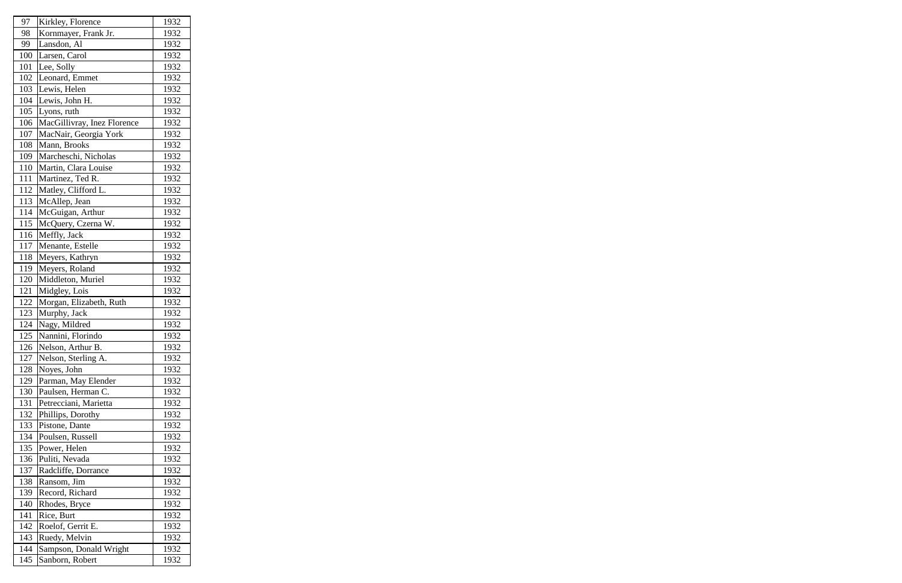| 97 | Kirkley, Florence | 1932 |
|---|---|---|
| 98 | Kornmayer, Frank Jr. | 1932 |
| 99 | Lansdon, Al | 1932 |
| 100 | Larsen, Carol | 1932 |
| 101 | Lee, Solly | 1932 |
| 102 | Leonard, Emmet | 1932 |
| 103 | Lewis, Helen | 1932 |
| 104 | Lewis, John H. | 1932 |
| 105 | Lyons, ruth | 1932 |
| 106 | MacGillivray, Inez Florence | 1932 |
| 107 | MacNair, Georgia York | 1932 |
| 108 | Mann, Brooks | 1932 |
| 109 | Marcheschi, Nicholas | 1932 |
| 110 | Martin, Clara Louise | 1932 |
| 111 | Martinez, Ted R. | 1932 |
| 112 | Matley, Clifford L. | 1932 |
| 113 | McAllep, Jean | 1932 |
| 114 | McGuigan, Arthur | 1932 |
| 115 | McQuery, Czerna W. | 1932 |
| 116 | Meffly, Jack | 1932 |
| 117 | Menante, Estelle | 1932 |
| 118 | Meyers, Kathryn | 1932 |
| 119 | Meyers, Roland | 1932 |
| 120 | Middleton, Muriel | 1932 |
| 121 | Midgley, Lois | 1932 |
| 122 | Morgan, Elizabeth, Ruth | 1932 |
| 123 | Murphy, Jack | 1932 |
| 124 | Nagy, Mildred | 1932 |
| 125 | Nannini, Florindo | 1932 |
| 126 | Nelson, Arthur B. | 1932 |
| 127 | Nelson, Sterling A. | 1932 |
| 128 | Noyes, John | 1932 |
| 129 | Parman, May Elender | 1932 |
| 130 | Paulsen, Herman C. | 1932 |
| 131 | Petrecciani, Marietta | 1932 |
| 132 | Phillips, Dorothy | 1932 |
| 133 | Pistone, Dante | 1932 |
| 134 | Poulsen, Russell | 1932 |
| 135 | Power, Helen | 1932 |
| 136 | Puliti, Nevada | 1932 |
| 137 | Radcliffe, Dorrance | 1932 |
| 138 | Ransom, Jim | 1932 |
| 139 | Record, Richard | 1932 |
| 140 | Rhodes, Bryce | 1932 |
| 141 | Rice, Burt | 1932 |
| 142 | Roelof, Gerrit E. | 1932 |
| 143 | Ruedy, Melvin | 1932 |
| 144 | Sampson, Donald Wright | 1932 |
| 145 | Sanborn, Robert | 1932 |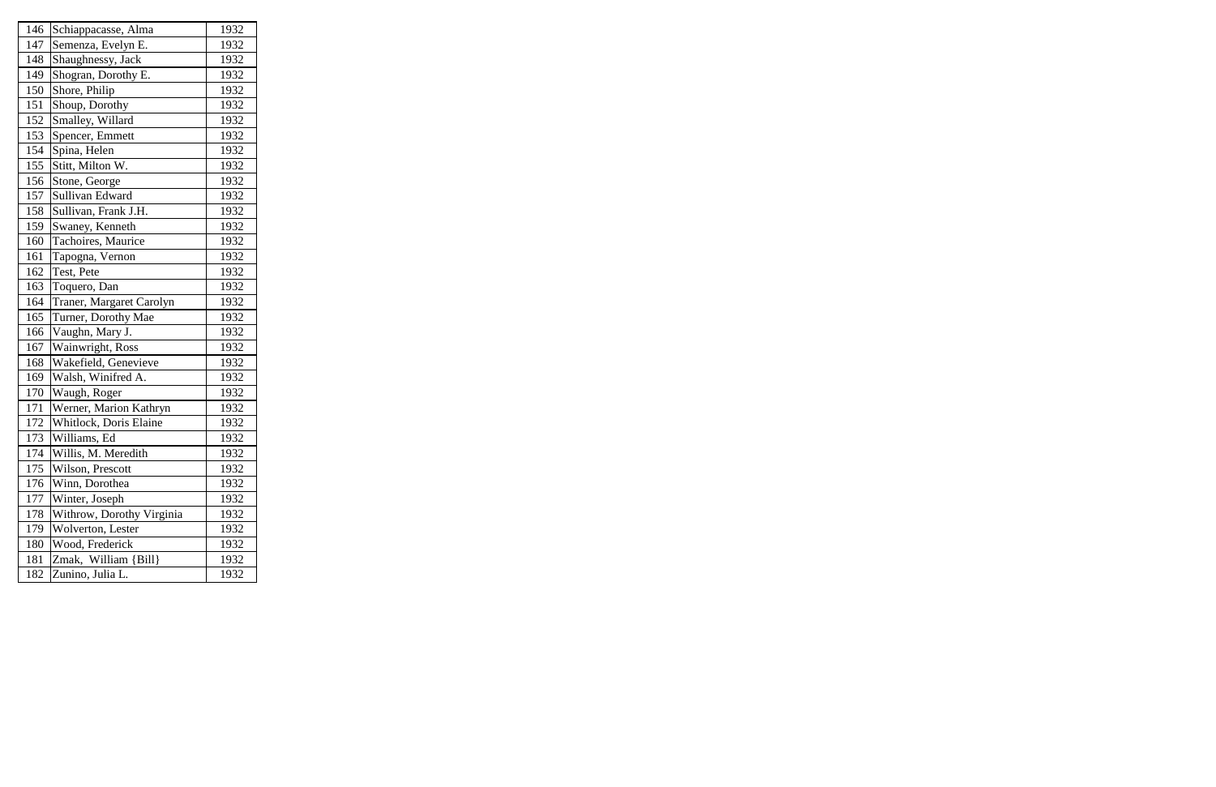| | | |
|---|---|---|
| 146 | Schiappacasse, Alma | 1932 |
| 147 | Semenza, Evelyn E. | 1932 |
| 148 | Shaughnessy, Jack | 1932 |
| 149 | Shogran, Dorothy E. | 1932 |
| 150 | Shore, Philip | 1932 |
| 151 | Shoup, Dorothy | 1932 |
| 152 | Smalley, Willard | 1932 |
| 153 | Spencer, Emmett | 1932 |
| 154 | Spina, Helen | 1932 |
| 155 | Stitt, Milton W. | 1932 |
| 156 | Stone, George | 1932 |
| 157 | Sullivan Edward | 1932 |
| 158 | Sullivan, Frank J.H. | 1932 |
| 159 | Swaney, Kenneth | 1932 |
| 160 | Tachoires, Maurice | 1932 |
| 161 | Tapogna, Vernon | 1932 |
| 162 | Test, Pete | 1932 |
| 163 | Toquero, Dan | 1932 |
| 164 | Traner, Margaret Carolyn | 1932 |
| 165 | Turner, Dorothy Mae | 1932 |
| 166 | Vaughn, Mary J. | 1932 |
| 167 | Wainwright, Ross | 1932 |
| 168 | Wakefield, Genevieve | 1932 |
| 169 | Walsh, Winifred A. | 1932 |
| 170 | Waugh, Roger | 1932 |
| 171 | Werner, Marion Kathryn | 1932 |
| 172 | Whitlock, Doris Elaine | 1932 |
| 173 | Williams, Ed | 1932 |
| 174 | Willis, M. Meredith | 1932 |
| 175 | Wilson, Prescott | 1932 |
| 176 | Winn, Dorothea | 1932 |
| 177 | Winter, Joseph | 1932 |
| 178 | Withrow, Dorothy Virginia | 1932 |
| 179 | Wolverton, Lester | 1932 |
| 180 | Wood, Frederick | 1932 |
| 181 | Zmak, William {Bill} | 1932 |
| 182 | Zunino, Julia L. | 1932 |